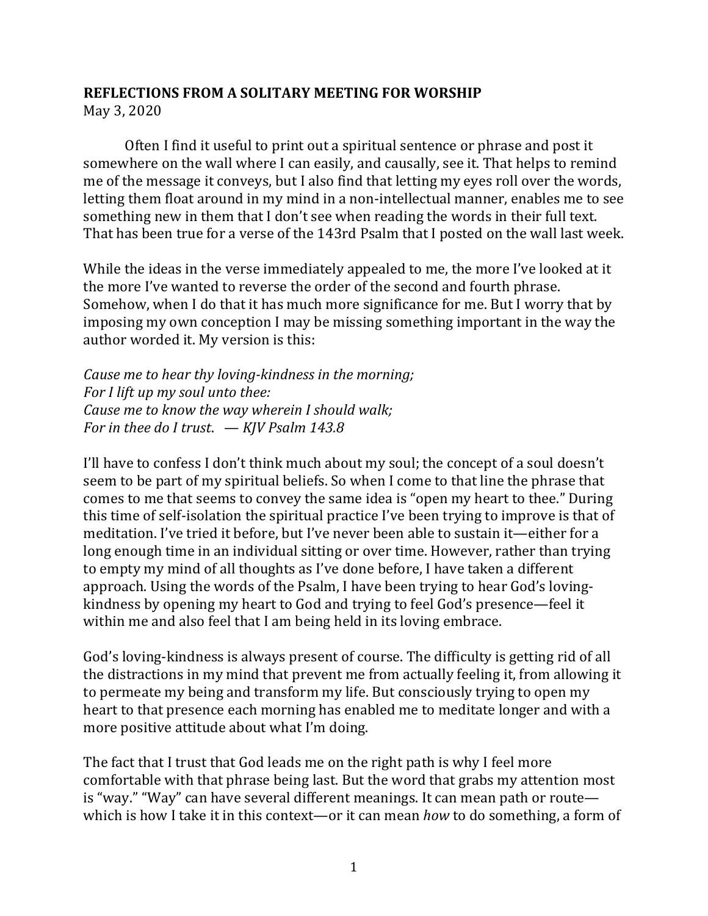**REFLECTIONS FROM A SOLITARY MEETING FOR WORSHIP**
May 3, 2020

Often I find it useful to print out a spiritual sentence or phrase and post it somewhere on the wall where I can easily, and causally, see it. That helps to remind me of the message it conveys, but I also find that letting my eyes roll over the words, letting them float around in my mind in a non-intellectual manner, enables me to see something new in them that I don't see when reading the words in their full text. That has been true for a verse of the 143rd Psalm that I posted on the wall last week.

While the ideas in the verse immediately appealed to me, the more I've looked at it the more I've wanted to reverse the order of the second and fourth phrase. Somehow, when I do that it has much more significance for me. But I worry that by imposing my own conception I may be missing something important in the way the author worded it. My version is this:

*Cause me to hear thy loving-kindness in the morning;*
*For I lift up my soul unto thee:*
*Cause me to know the way wherein I should walk;*
*For in thee do I trust. — KJV Psalm 143.8*

I'll have to confess I don't think much about my soul; the concept of a soul doesn't seem to be part of my spiritual beliefs. So when I come to that line the phrase that comes to me that seems to convey the same idea is "open my heart to thee." During this time of self-isolation the spiritual practice I've been trying to improve is that of meditation. I've tried it before, but I've never been able to sustain it—either for a long enough time in an individual sitting or over time. However, rather than trying to empty my mind of all thoughts as I've done before, I have taken a different approach. Using the words of the Psalm, I have been trying to hear God's loving-kindness by opening my heart to God and trying to feel God's presence—feel it within me and also feel that I am being held in its loving embrace.

God's loving-kindness is always present of course. The difficulty is getting rid of all the distractions in my mind that prevent me from actually feeling it, from allowing it to permeate my being and transform my life. But consciously trying to open my heart to that presence each morning has enabled me to meditate longer and with a more positive attitude about what I'm doing.

The fact that I trust that God leads me on the right path is why I feel more comfortable with that phrase being last. But the word that grabs my attention most is "way." "Way" can have several different meanings. It can mean path or route—which is how I take it in this context—or it can mean *how* to do something, a form of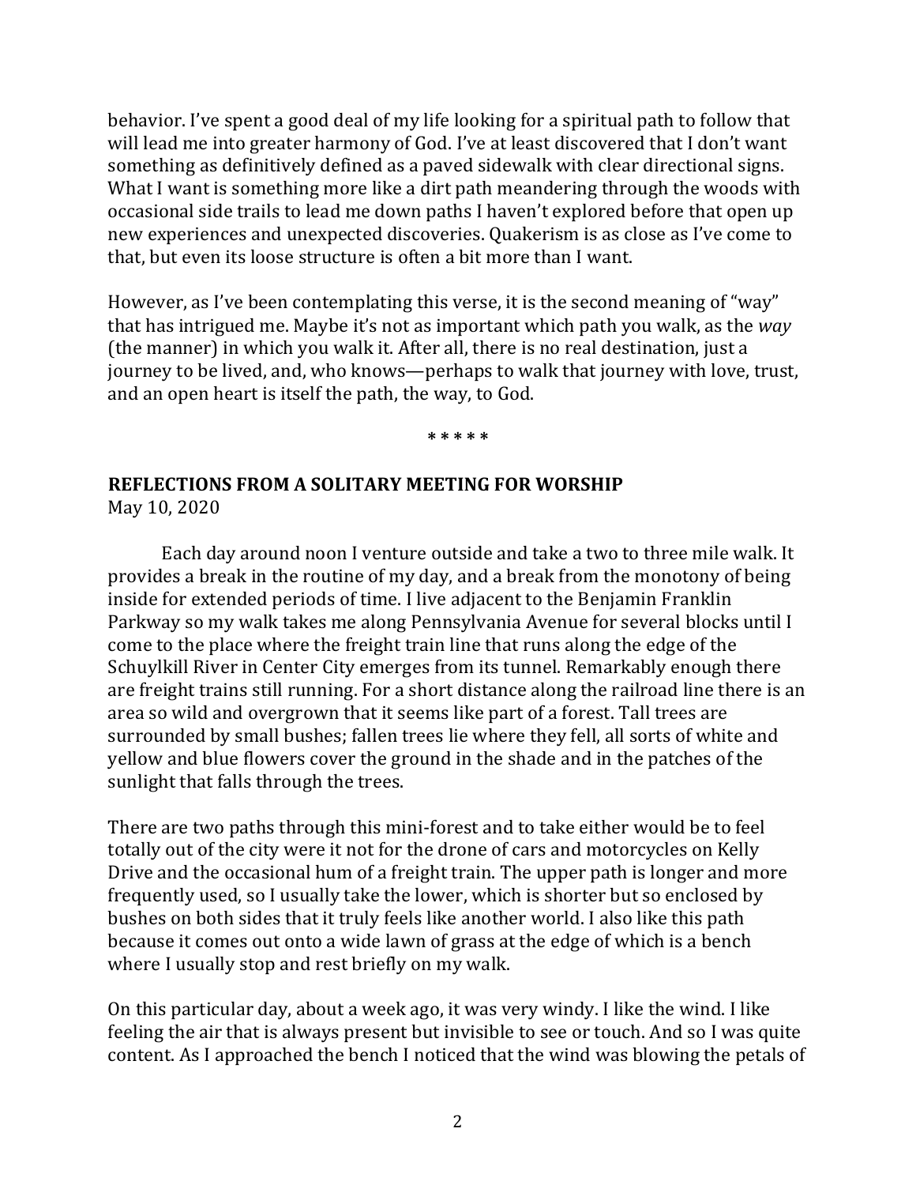behavior. I've spent a good deal of my life looking for a spiritual path to follow that will lead me into greater harmony of God. I've at least discovered that I don't want something as definitively defined as a paved sidewalk with clear directional signs. What I want is something more like a dirt path meandering through the woods with occasional side trails to lead me down paths I haven't explored before that open up new experiences and unexpected discoveries. Quakerism is as close as I've come to that, but even its loose structure is often a bit more than I want.

However, as I've been contemplating this verse, it is the second meaning of "way" that has intrigued me. Maybe it's not as important which path you walk, as the *way* (the manner) in which you walk it. After all, there is no real destination, just a journey to be lived, and, who knows—perhaps to walk that journey with love, trust, and an open heart is itself the path, the way, to God.

\* \* \* \* \*

## REFLECTIONS FROM A SOLITARY MEETING FOR WORSHIP

May 10, 2020

Each day around noon I venture outside and take a two to three mile walk. It provides a break in the routine of my day, and a break from the monotony of being inside for extended periods of time. I live adjacent to the Benjamin Franklin Parkway so my walk takes me along Pennsylvania Avenue for several blocks until I come to the place where the freight train line that runs along the edge of the Schuylkill River in Center City emerges from its tunnel. Remarkably enough there are freight trains still running. For a short distance along the railroad line there is an area so wild and overgrown that it seems like part of a forest. Tall trees are surrounded by small bushes; fallen trees lie where they fell, all sorts of white and yellow and blue flowers cover the ground in the shade and in the patches of the sunlight that falls through the trees.

There are two paths through this mini-forest and to take either would be to feel totally out of the city were it not for the drone of cars and motorcycles on Kelly Drive and the occasional hum of a freight train. The upper path is longer and more frequently used, so I usually take the lower, which is shorter but so enclosed by bushes on both sides that it truly feels like another world. I also like this path because it comes out onto a wide lawn of grass at the edge of which is a bench where I usually stop and rest briefly on my walk.

On this particular day, about a week ago, it was very windy. I like the wind. I like feeling the air that is always present but invisible to see or touch. And so I was quite content. As I approached the bench I noticed that the wind was blowing the petals of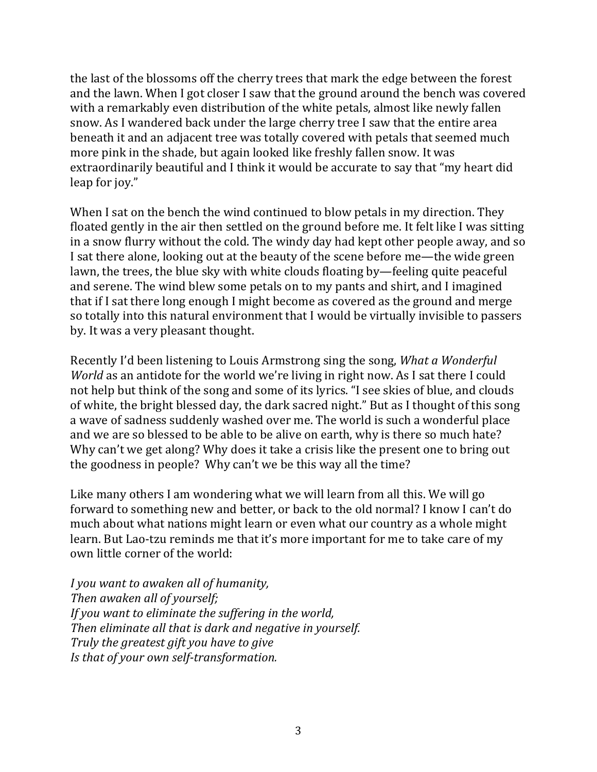the last of the blossoms off the cherry trees that mark the edge between the forest and the lawn. When I got closer I saw that the ground around the bench was covered with a remarkably even distribution of the white petals, almost like newly fallen snow. As I wandered back under the large cherry tree I saw that the entire area beneath it and an adjacent tree was totally covered with petals that seemed much more pink in the shade, but again looked like freshly fallen snow. It was extraordinarily beautiful and I think it would be accurate to say that "my heart did leap for joy."

When I sat on the bench the wind continued to blow petals in my direction. They floated gently in the air then settled on the ground before me. It felt like I was sitting in a snow flurry without the cold. The windy day had kept other people away, and so I sat there alone, looking out at the beauty of the scene before me—the wide green lawn, the trees, the blue sky with white clouds floating by—feeling quite peaceful and serene. The wind blew some petals on to my pants and shirt, and I imagined that if I sat there long enough I might become as covered as the ground and merge so totally into this natural environment that I would be virtually invisible to passers by. It was a very pleasant thought.

Recently I'd been listening to Louis Armstrong sing the song, *What a Wonderful World* as an antidote for the world we're living in right now. As I sat there I could not help but think of the song and some of its lyrics. "I see skies of blue, and clouds of white, the bright blessed day, the dark sacred night." But as I thought of this song a wave of sadness suddenly washed over me. The world is such a wonderful place and we are so blessed to be able to be alive on earth, why is there so much hate? Why can't we get along? Why does it take a crisis like the present one to bring out the goodness in people? Why can't we be this way all the time?

Like many others I am wondering what we will learn from all this. We will go forward to something new and better, or back to the old normal? I know I can't do much about what nations might learn or even what our country as a whole might learn. But Lao-tzu reminds me that it's more important for me to take care of my own little corner of the world:

*I you want to awaken all of humanity,*
*Then awaken all of yourself;*
*If you want to eliminate the suffering in the world,*
*Then eliminate all that is dark and negative in yourself.*
*Truly the greatest gift you have to give*
*Is that of your own self-transformation.*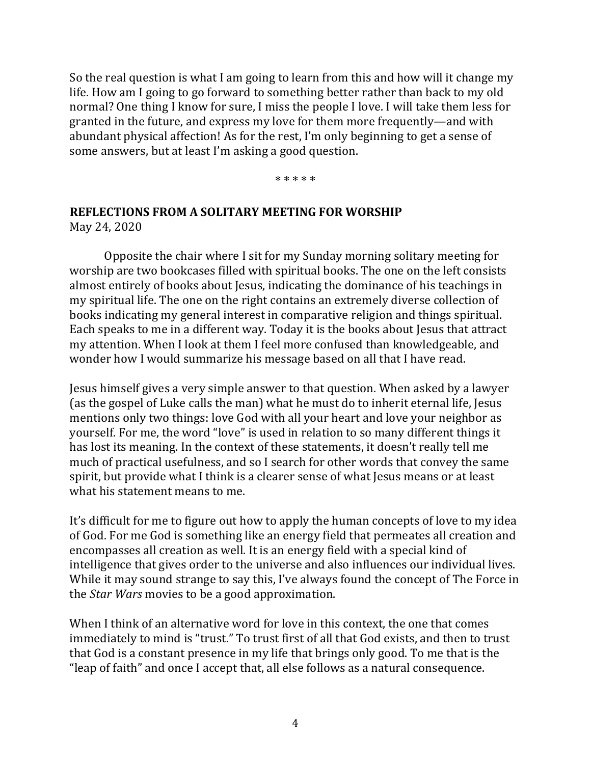So the real question is what I am going to learn from this and how will it change my life. How am I going to go forward to something better rather than back to my old normal? One thing I know for sure, I miss the people I love. I will take them less for granted in the future, and express my love for them more frequently—and with abundant physical affection! As for the rest, I'm only beginning to get a sense of some answers, but at least I'm asking a good question.

<p align="center">* * * * *</p>

**REFLECTIONS FROM A SOLITARY MEETING FOR WORSHIP**
May 24, 2020

Opposite the chair where I sit for my Sunday morning solitary meeting for worship are two bookcases filled with spiritual books. The one on the left consists almost entirely of books about Jesus, indicating the dominance of his teachings in my spiritual life. The one on the right contains an extremely diverse collection of books indicating my general interest in comparative religion and things spiritual. Each speaks to me in a different way. Today it is the books about Jesus that attract my attention. When I look at them I feel more confused than knowledgeable, and wonder how I would summarize his message based on all that I have read.

Jesus himself gives a very simple answer to that question. When asked by a lawyer (as the gospel of Luke calls the man) what he must do to inherit eternal life, Jesus mentions only two things: love God with all your heart and love your neighbor as yourself. For me, the word "love" is used in relation to so many different things it has lost its meaning. In the context of these statements, it doesn't really tell me much of practical usefulness, and so I search for other words that convey the same spirit, but provide what I think is a clearer sense of what Jesus means or at least what his statement means to me.

It's difficult for me to figure out how to apply the human concepts of love to my idea of God. For me God is something like an energy field that permeates all creation and encompasses all creation as well. It is an energy field with a special kind of intelligence that gives order to the universe and also influences our individual lives. While it may sound strange to say this, I've always found the concept of The Force in the *Star Wars* movies to be a good approximation.

When I think of an alternative word for love in this context, the one that comes immediately to mind is "trust." To trust first of all that God exists, and then to trust that God is a constant presence in my life that brings only good. To me that is the "leap of faith" and once I accept that, all else follows as a natural consequence.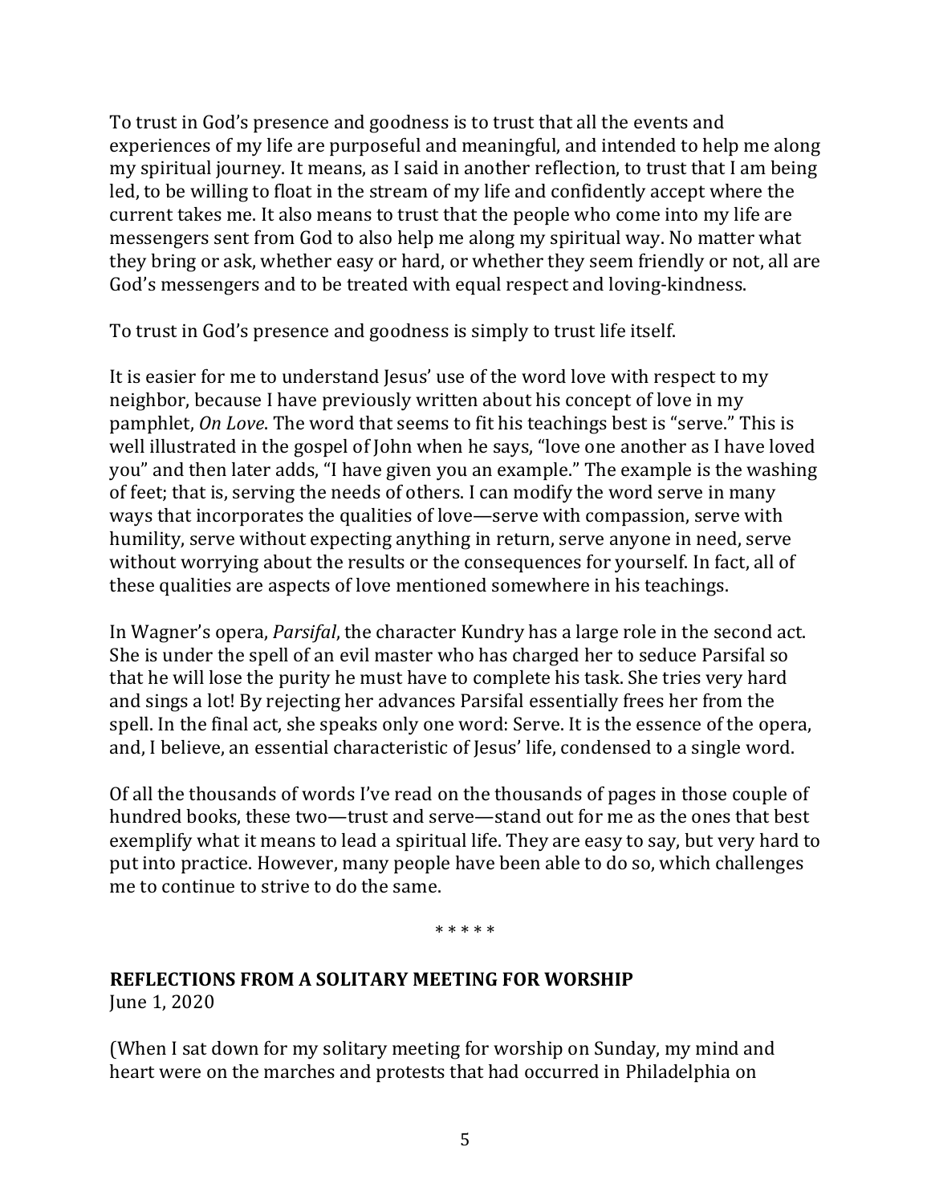To trust in God's presence and goodness is to trust that all the events and experiences of my life are purposeful and meaningful, and intended to help me along my spiritual journey. It means, as I said in another reflection, to trust that I am being led, to be willing to float in the stream of my life and confidently accept where the current takes me. It also means to trust that the people who come into my life are messengers sent from God to also help me along my spiritual way. No matter what they bring or ask, whether easy or hard, or whether they seem friendly or not, all are God's messengers and to be treated with equal respect and loving-kindness.

To trust in God's presence and goodness is simply to trust life itself.

It is easier for me to understand Jesus' use of the word love with respect to my neighbor, because I have previously written about his concept of love in my pamphlet, *On Love*. The word that seems to fit his teachings best is "serve." This is well illustrated in the gospel of John when he says, "love one another as I have loved you" and then later adds, "I have given you an example." The example is the washing of feet; that is, serving the needs of others. I can modify the word serve in many ways that incorporates the qualities of love—serve with compassion, serve with humility, serve without expecting anything in return, serve anyone in need, serve without worrying about the results or the consequences for yourself. In fact, all of these qualities are aspects of love mentioned somewhere in his teachings.

In Wagner's opera, *Parsifal*, the character Kundry has a large role in the second act. She is under the spell of an evil master who has charged her to seduce Parsifal so that he will lose the purity he must have to complete his task. She tries very hard and sings a lot! By rejecting her advances Parsifal essentially frees her from the spell. In the final act, she speaks only one word: Serve. It is the essence of the opera, and, I believe, an essential characteristic of Jesus' life, condensed to a single word.

Of all the thousands of words I've read on the thousands of pages in those couple of hundred books, these two—trust and serve—stand out for me as the ones that best exemplify what it means to lead a spiritual life. They are easy to say, but very hard to put into practice. However, many people have been able to do so, which challenges me to continue to strive to do the same.

\* \* \* \* \*

**REFLECTIONS FROM A SOLITARY MEETING FOR WORSHIP**
June 1, 2020

(When I sat down for my solitary meeting for worship on Sunday, my mind and heart were on the marches and protests that had occurred in Philadelphia on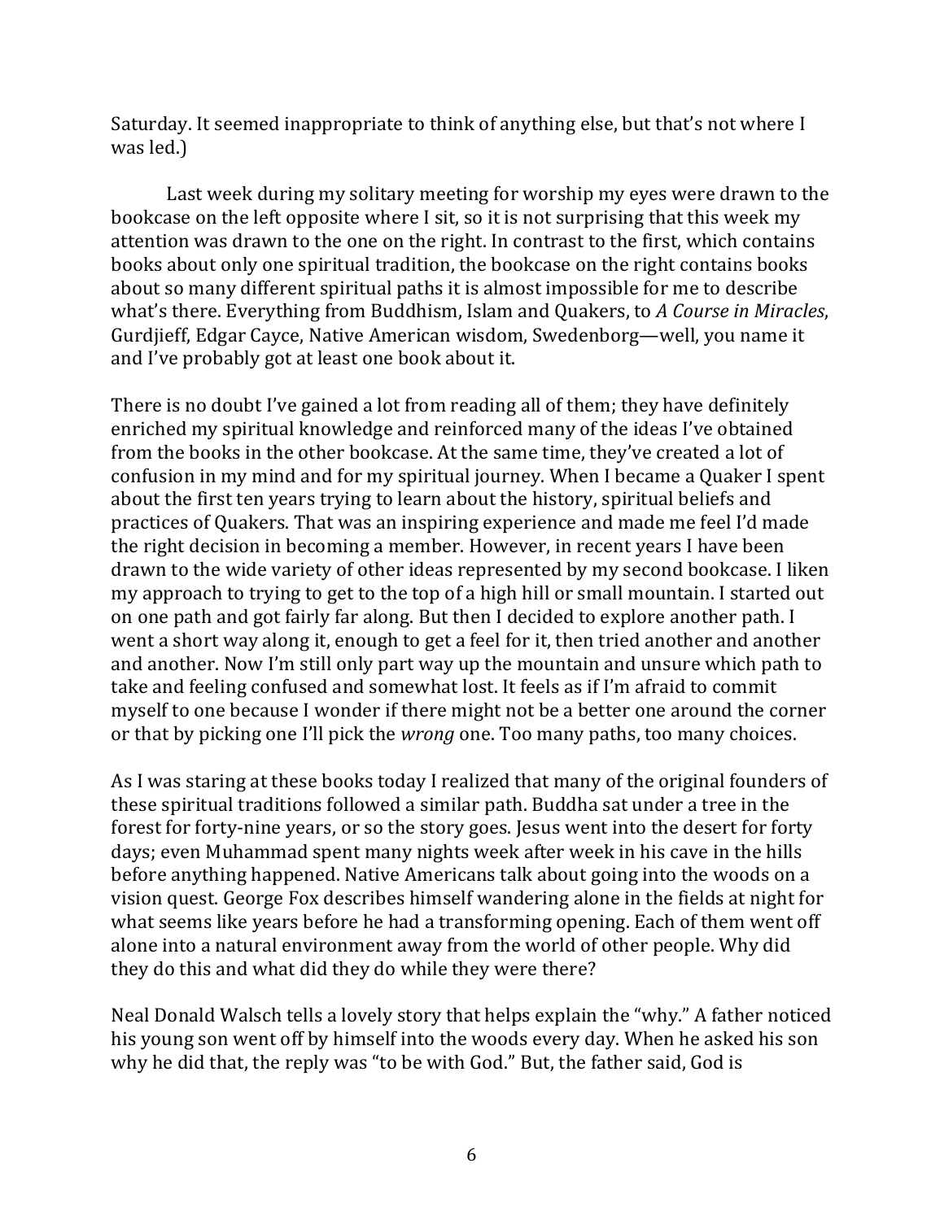Saturday. It seemed inappropriate to think of anything else, but that's not where I was led.)

Last week during my solitary meeting for worship my eyes were drawn to the bookcase on the left opposite where I sit, so it is not surprising that this week my attention was drawn to the one on the right. In contrast to the first, which contains books about only one spiritual tradition, the bookcase on the right contains books about so many different spiritual paths it is almost impossible for me to describe what's there. Everything from Buddhism, Islam and Quakers, to *A Course in Miracles*, Gurdjieff, Edgar Cayce, Native American wisdom, Swedenborg—well, you name it and I've probably got at least one book about it.

There is no doubt I've gained a lot from reading all of them; they have definitely enriched my spiritual knowledge and reinforced many of the ideas I've obtained from the books in the other bookcase. At the same time, they've created a lot of confusion in my mind and for my spiritual journey. When I became a Quaker I spent about the first ten years trying to learn about the history, spiritual beliefs and practices of Quakers. That was an inspiring experience and made me feel I'd made the right decision in becoming a member. However, in recent years I have been drawn to the wide variety of other ideas represented by my second bookcase. I liken my approach to trying to get to the top of a high hill or small mountain. I started out on one path and got fairly far along. But then I decided to explore another path. I went a short way along it, enough to get a feel for it, then tried another and another and another. Now I'm still only part way up the mountain and unsure which path to take and feeling confused and somewhat lost. It feels as if I'm afraid to commit myself to one because I wonder if there might not be a better one around the corner or that by picking one I'll pick the *wrong* one. Too many paths, too many choices.

As I was staring at these books today I realized that many of the original founders of these spiritual traditions followed a similar path. Buddha sat under a tree in the forest for forty-nine years, or so the story goes. Jesus went into the desert for forty days; even Muhammad spent many nights week after week in his cave in the hills before anything happened. Native Americans talk about going into the woods on a vision quest. George Fox describes himself wandering alone in the fields at night for what seems like years before he had a transforming opening. Each of them went off alone into a natural environment away from the world of other people. Why did they do this and what did they do while they were there?

Neal Donald Walsch tells a lovely story that helps explain the "why." A father noticed his young son went off by himself into the woods every day. When he asked his son why he did that, the reply was "to be with God." But, the father said, God is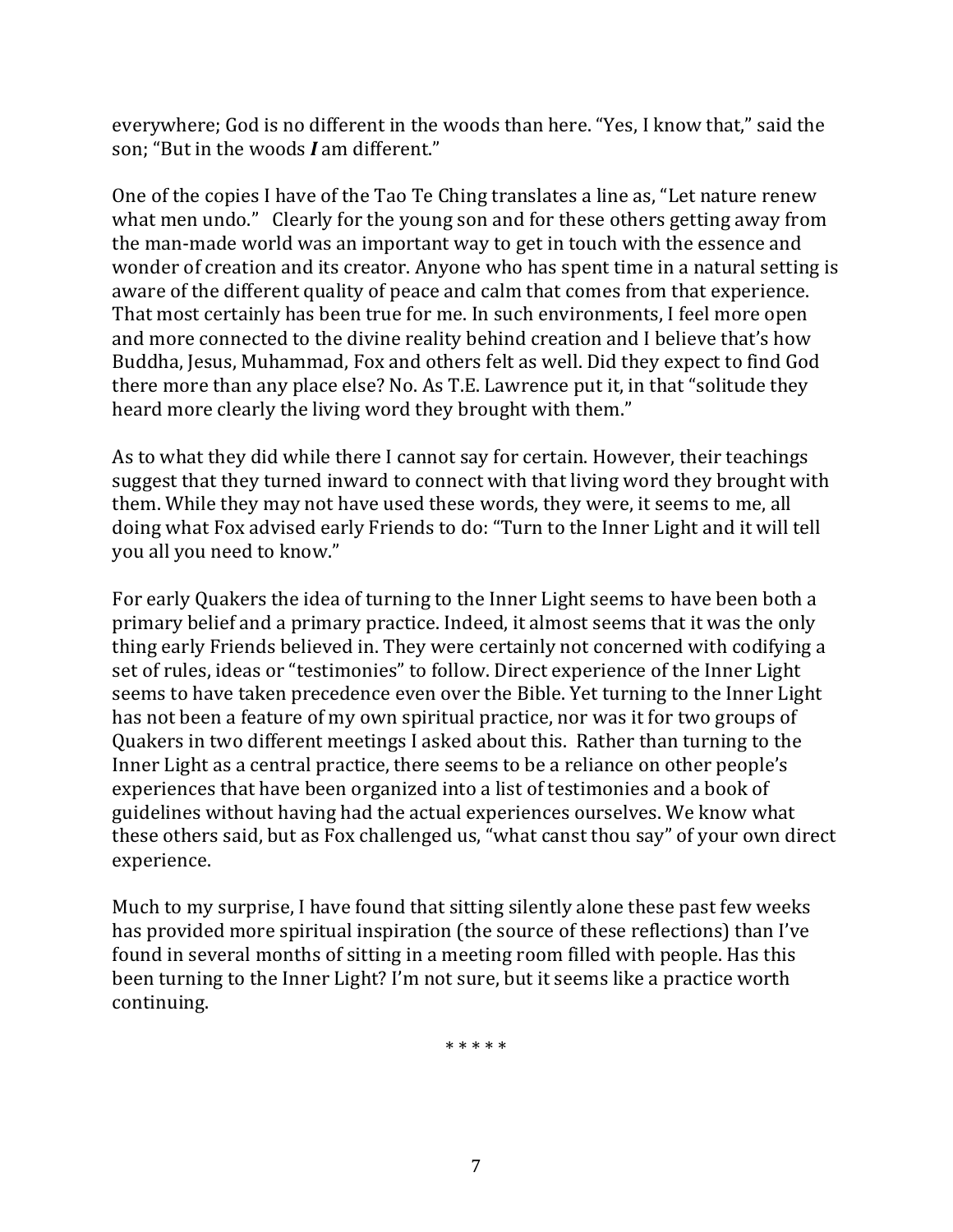everywhere; God is no different in the woods than here. "Yes, I know that," said the son; "But in the woods ***I*** am different."

One of the copies I have of the Tao Te Ching translates a line as, "Let nature renew what men undo." Clearly for the young son and for these others getting away from the man-made world was an important way to get in touch with the essence and wonder of creation and its creator. Anyone who has spent time in a natural setting is aware of the different quality of peace and calm that comes from that experience. That most certainly has been true for me. In such environments, I feel more open and more connected to the divine reality behind creation and I believe that's how Buddha, Jesus, Muhammad, Fox and others felt as well. Did they expect to find God there more than any place else? No. As T.E. Lawrence put it, in that "solitude they heard more clearly the living word they brought with them."

As to what they did while there I cannot say for certain. However, their teachings suggest that they turned inward to connect with that living word they brought with them. While they may not have used these words, they were, it seems to me, all doing what Fox advised early Friends to do: "Turn to the Inner Light and it will tell you all you need to know."

For early Quakers the idea of turning to the Inner Light seems to have been both a primary belief and a primary practice. Indeed, it almost seems that it was the only thing early Friends believed in. They were certainly not concerned with codifying a set of rules, ideas or "testimonies" to follow. Direct experience of the Inner Light seems to have taken precedence even over the Bible. Yet turning to the Inner Light has not been a feature of my own spiritual practice, nor was it for two groups of Quakers in two different meetings I asked about this. Rather than turning to the Inner Light as a central practice, there seems to be a reliance on other people's experiences that have been organized into a list of testimonies and a book of guidelines without having had the actual experiences ourselves. We know what these others said, but as Fox challenged us, "what canst thou say" of your own direct experience.

Much to my surprise, I have found that sitting silently alone these past few weeks has provided more spiritual inspiration (the source of these reflections) than I've found in several months of sitting in a meeting room filled with people. Has this been turning to the Inner Light? I'm not sure, but it seems like a practice worth continuing.

\* \* \* \* \*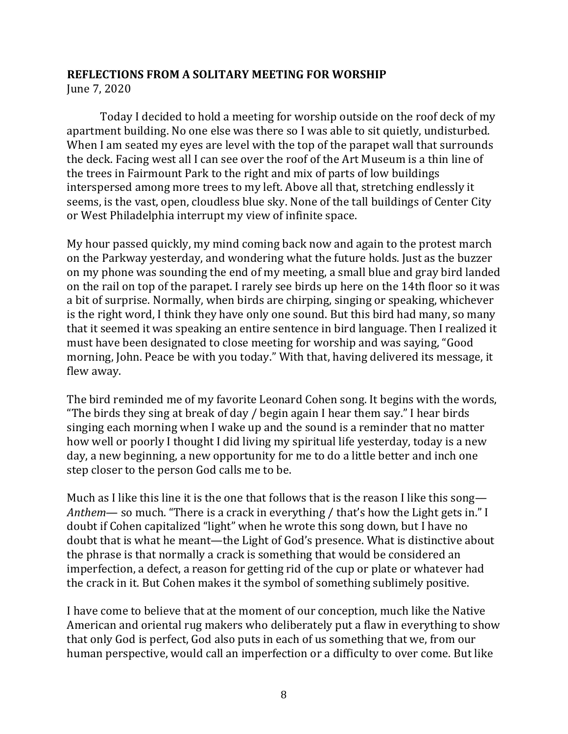**REFLECTIONS FROM A SOLITARY MEETING FOR WORSHIP**
June 7, 2020

Today I decided to hold a meeting for worship outside on the roof deck of my apartment building. No one else was there so I was able to sit quietly, undisturbed. When I am seated my eyes are level with the top of the parapet wall that surrounds the deck. Facing west all I can see over the roof of the Art Museum is a thin line of the trees in Fairmount Park to the right and mix of parts of low buildings interspersed among more trees to my left. Above all that, stretching endlessly it seems, is the vast, open, cloudless blue sky. None of the tall buildings of Center City or West Philadelphia interrupt my view of infinite space.

My hour passed quickly, my mind coming back now and again to the protest march on the Parkway yesterday, and wondering what the future holds. Just as the buzzer on my phone was sounding the end of my meeting, a small blue and gray bird landed on the rail on top of the parapet. I rarely see birds up here on the 14th floor so it was a bit of surprise. Normally, when birds are chirping, singing or speaking, whichever is the right word, I think they have only one sound. But this bird had many, so many that it seemed it was speaking an entire sentence in bird language. Then I realized it must have been designated to close meeting for worship and was saying, "Good morning, John. Peace be with you today." With that, having delivered its message, it flew away.

The bird reminded me of my favorite Leonard Cohen song. It begins with the words, "The birds they sing at break of day / begin again I hear them say." I hear birds singing each morning when I wake up and the sound is a reminder that no matter how well or poorly I thought I did living my spiritual life yesterday, today is a new day, a new beginning, a new opportunity for me to do a little better and inch one step closer to the person God calls me to be.

Much as I like this line it is the one that follows that is the reason I like this song—*Anthem*— so much. "There is a crack in everything / that's how the Light gets in." I doubt if Cohen capitalized "light" when he wrote this song down, but I have no doubt that is what he meant—the Light of God's presence. What is distinctive about the phrase is that normally a crack is something that would be considered an imperfection, a defect, a reason for getting rid of the cup or plate or whatever had the crack in it. But Cohen makes it the symbol of something sublimely positive.

I have come to believe that at the moment of our conception, much like the Native American and oriental rug makers who deliberately put a flaw in everything to show that only God is perfect, God also puts in each of us something that we, from our human perspective, would call an imperfection or a difficulty to over come. But like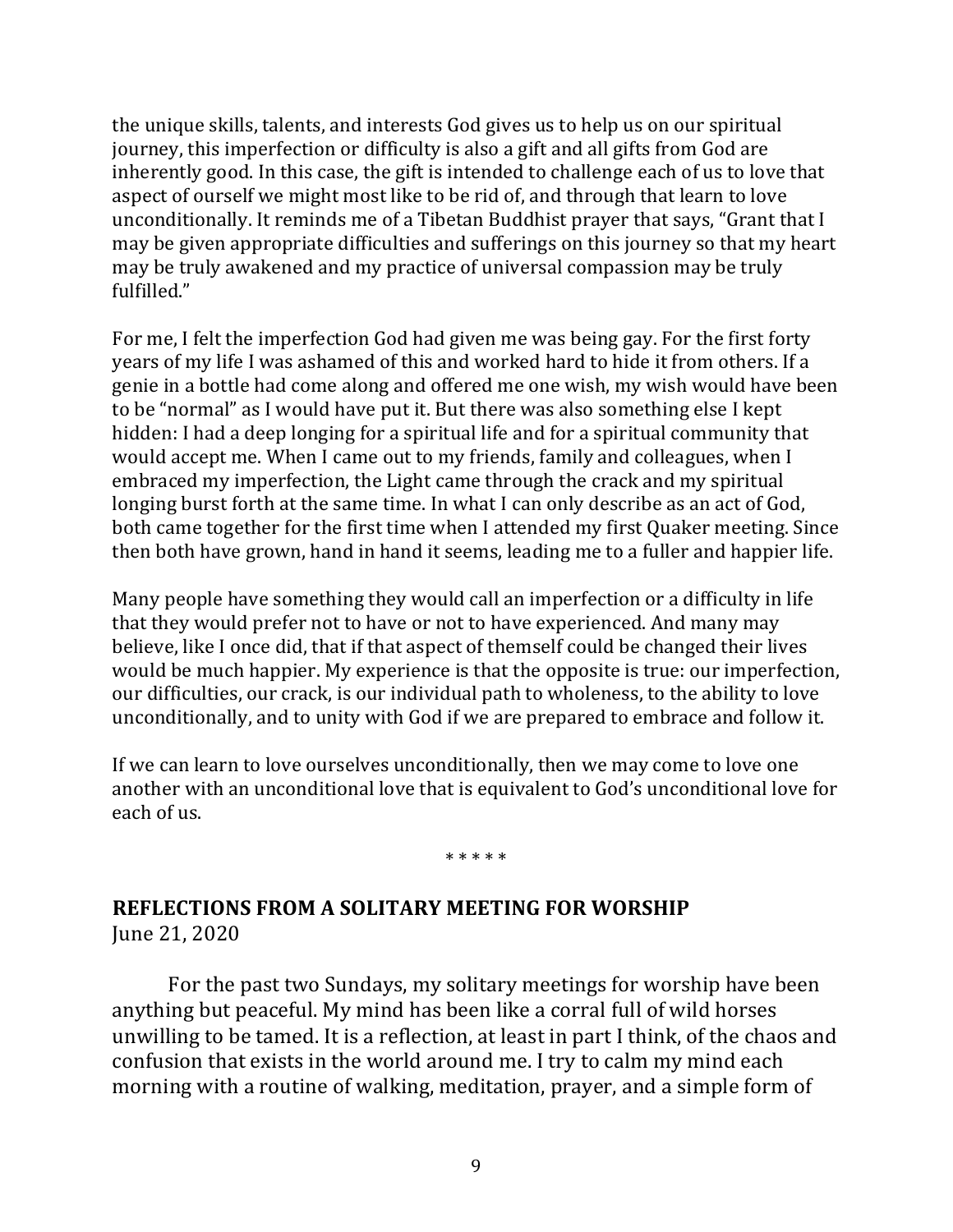the unique skills, talents, and interests God gives us to help us on our spiritual journey, this imperfection or difficulty is also a gift and all gifts from God are inherently good. In this case, the gift is intended to challenge each of us to love that aspect of ourself we might most like to be rid of, and through that learn to love unconditionally. It reminds me of a Tibetan Buddhist prayer that says, "Grant that I may be given appropriate difficulties and sufferings on this journey so that my heart may be truly awakened and my practice of universal compassion may be truly fulfilled."

For me, I felt the imperfection God had given me was being gay. For the first forty years of my life I was ashamed of this and worked hard to hide it from others. If a genie in a bottle had come along and offered me one wish, my wish would have been to be "normal" as I would have put it. But there was also something else I kept hidden: I had a deep longing for a spiritual life and for a spiritual community that would accept me. When I came out to my friends, family and colleagues, when I embraced my imperfection, the Light came through the crack and my spiritual longing burst forth at the same time. In what I can only describe as an act of God, both came together for the first time when I attended my first Quaker meeting. Since then both have grown, hand in hand it seems, leading me to a fuller and happier life.

Many people have something they would call an imperfection or a difficulty in life that they would prefer not to have or not to have experienced. And many may believe, like I once did, that if that aspect of themself could be changed their lives would be much happier. My experience is that the opposite is true: our imperfection, our difficulties, our crack, is our individual path to wholeness, to the ability to love unconditionally, and to unity with God if we are prepared to embrace and follow it.

If we can learn to love ourselves unconditionally, then we may come to love one another with an unconditional love that is equivalent to God's unconditional love for each of us.

\* \* \* \* \*

## REFLECTIONS FROM A SOLITARY MEETING FOR WORSHIP

June 21, 2020

For the past two Sundays, my solitary meetings for worship have been anything but peaceful. My mind has been like a corral full of wild horses unwilling to be tamed. It is a reflection, at least in part I think, of the chaos and confusion that exists in the world around me. I try to calm my mind each morning with a routine of walking, meditation, prayer, and a simple form of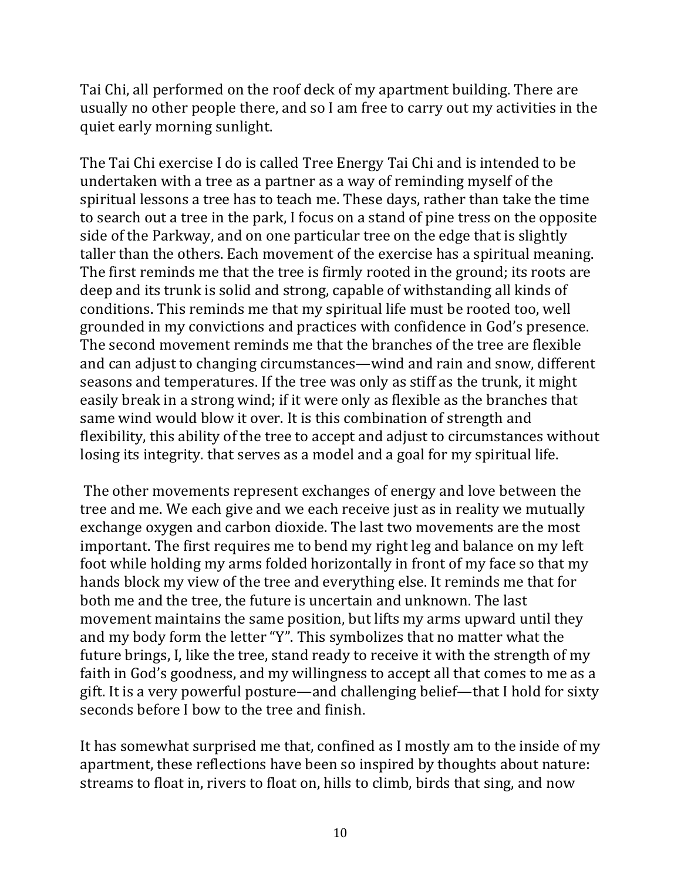Tai Chi, all performed on the roof deck of my apartment building. There are usually no other people there, and so I am free to carry out my activities in the quiet early morning sunlight.

The Tai Chi exercise I do is called Tree Energy Tai Chi and is intended to be undertaken with a tree as a partner as a way of reminding myself of the spiritual lessons a tree has to teach me. These days, rather than take the time to search out a tree in the park, I focus on a stand of pine tress on the opposite side of the Parkway, and on one particular tree on the edge that is slightly taller than the others. Each movement of the exercise has a spiritual meaning. The first reminds me that the tree is firmly rooted in the ground; its roots are deep and its trunk is solid and strong, capable of withstanding all kinds of conditions. This reminds me that my spiritual life must be rooted too, well grounded in my convictions and practices with confidence in God's presence. The second movement reminds me that the branches of the tree are flexible and can adjust to changing circumstances—wind and rain and snow, different seasons and temperatures. If the tree was only as stiff as the trunk, it might easily break in a strong wind; if it were only as flexible as the branches that same wind would blow it over. It is this combination of strength and flexibility, this ability of the tree to accept and adjust to circumstances without losing its integrity. that serves as a model and a goal for my spiritual life.

The other movements represent exchanges of energy and love between the tree and me. We each give and we each receive just as in reality we mutually exchange oxygen and carbon dioxide. The last two movements are the most important. The first requires me to bend my right leg and balance on my left foot while holding my arms folded horizontally in front of my face so that my hands block my view of the tree and everything else. It reminds me that for both me and the tree, the future is uncertain and unknown. The last movement maintains the same position, but lifts my arms upward until they and my body form the letter "Y". This symbolizes that no matter what the future brings, I, like the tree, stand ready to receive it with the strength of my faith in God's goodness, and my willingness to accept all that comes to me as a gift. It is a very powerful posture—and challenging belief—that I hold for sixty seconds before I bow to the tree and finish.

It has somewhat surprised me that, confined as I mostly am to the inside of my apartment, these reflections have been so inspired by thoughts about nature: streams to float in, rivers to float on, hills to climb, birds that sing, and now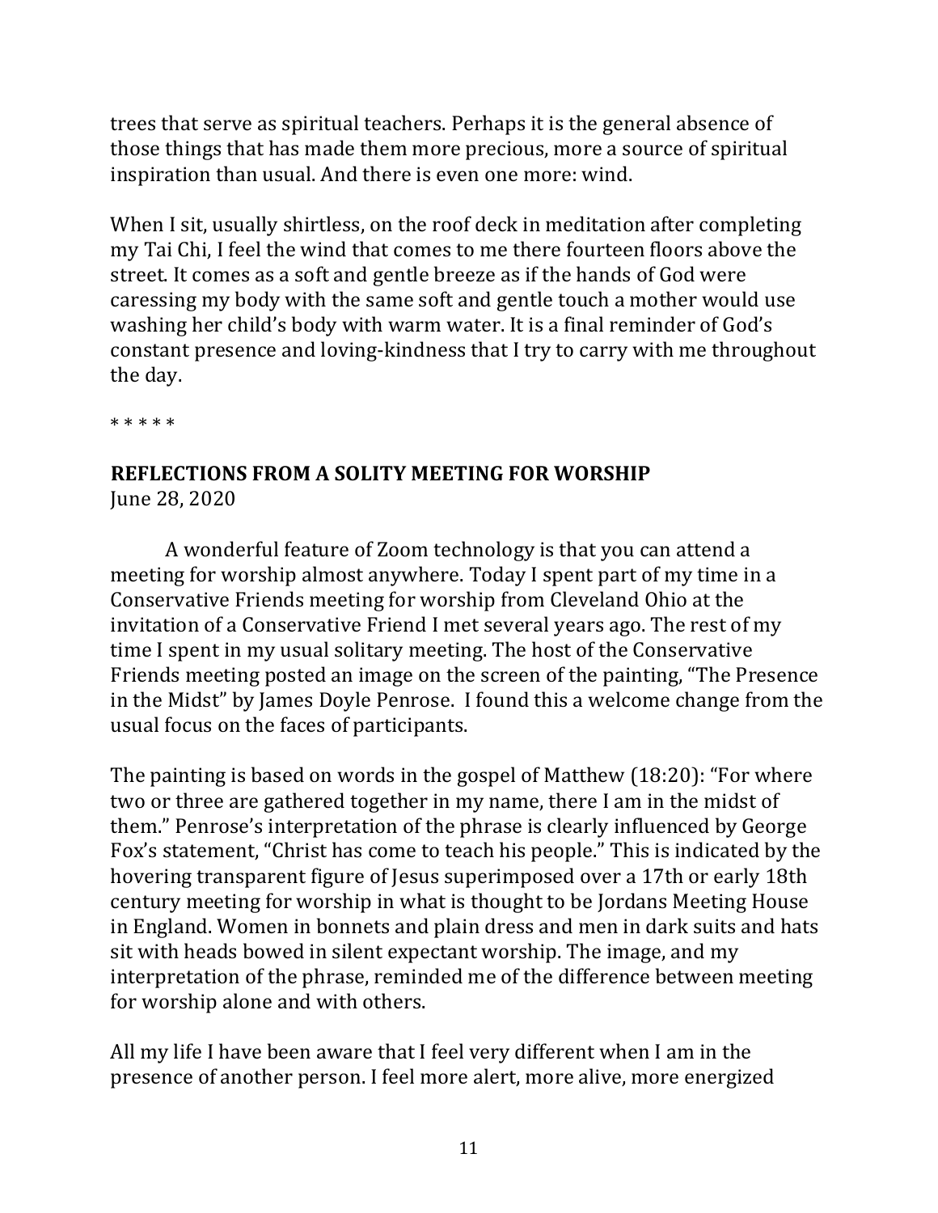trees that serve as spiritual teachers. Perhaps it is the general absence of those things that has made them more precious, more a source of spiritual inspiration than usual. And there is even one more: wind.

When I sit, usually shirtless, on the roof deck in meditation after completing my Tai Chi, I feel the wind that comes to me there fourteen floors above the street. It comes as a soft and gentle breeze as if the hands of God were caressing my body with the same soft and gentle touch a mother would use washing her child's body with warm water. It is a final reminder of God's constant presence and loving-kindness that I try to carry with me throughout the day.

* * * * *

## REFLECTIONS FROM A SOLITY MEETING FOR WORSHIP

June 28, 2020

A wonderful feature of Zoom technology is that you can attend a meeting for worship almost anywhere. Today I spent part of my time in a Conservative Friends meeting for worship from Cleveland Ohio at the invitation of a Conservative Friend I met several years ago. The rest of my time I spent in my usual solitary meeting. The host of the Conservative Friends meeting posted an image on the screen of the painting, "The Presence in the Midst" by James Doyle Penrose. I found this a welcome change from the usual focus on the faces of participants.

The painting is based on words in the gospel of Matthew (18:20): "For where two or three are gathered together in my name, there I am in the midst of them." Penrose's interpretation of the phrase is clearly influenced by George Fox's statement, "Christ has come to teach his people." This is indicated by the hovering transparent figure of Jesus superimposed over a 17th or early 18th century meeting for worship in what is thought to be Jordans Meeting House in England. Women in bonnets and plain dress and men in dark suits and hats sit with heads bowed in silent expectant worship. The image, and my interpretation of the phrase, reminded me of the difference between meeting for worship alone and with others.

All my life I have been aware that I feel very different when I am in the presence of another person. I feel more alert, more alive, more energized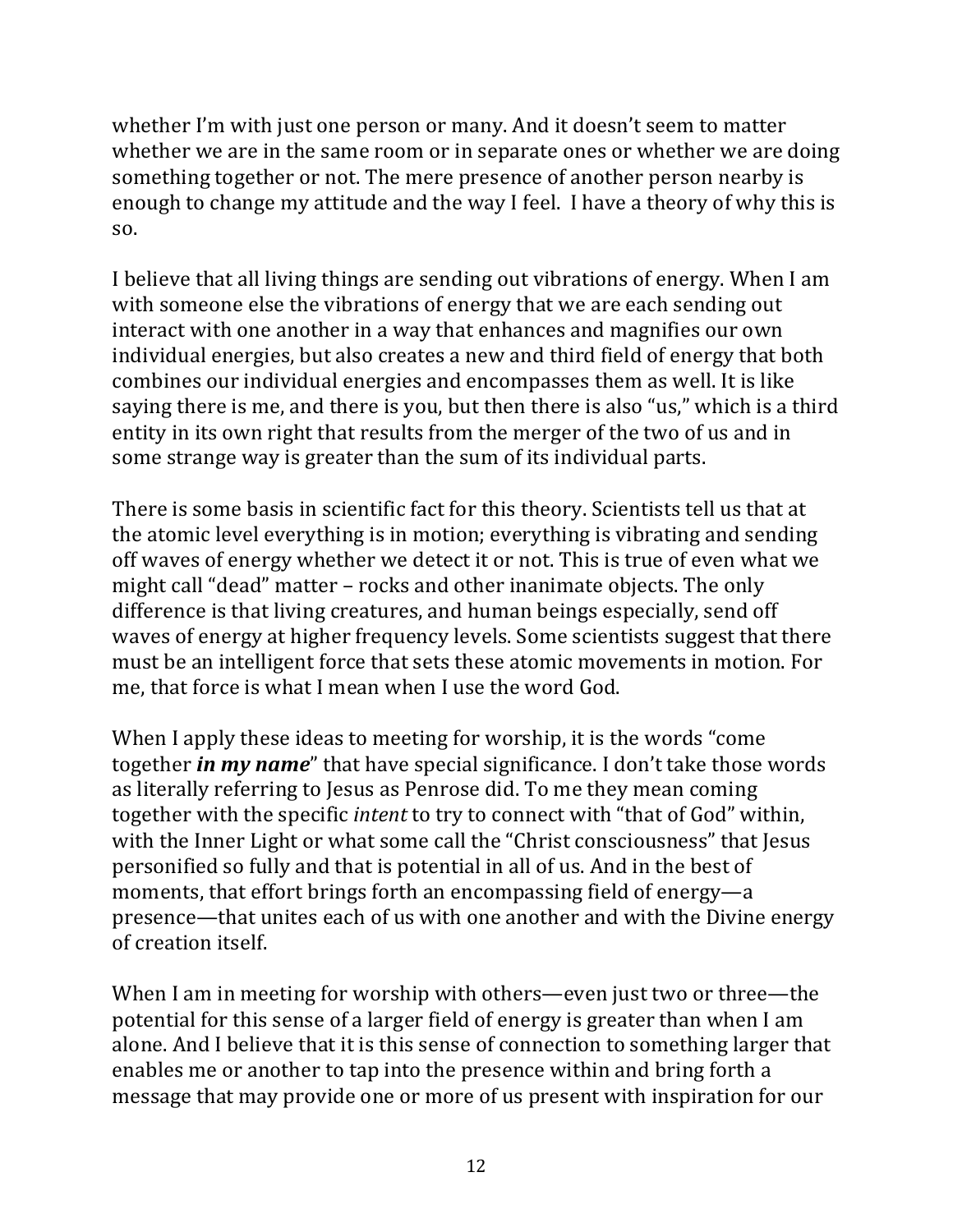whether I'm with just one person or many. And it doesn't seem to matter whether we are in the same room or in separate ones or whether we are doing something together or not. The mere presence of another person nearby is enough to change my attitude and the way I feel. I have a theory of why this is so.

I believe that all living things are sending out vibrations of energy. When I am with someone else the vibrations of energy that we are each sending out interact with one another in a way that enhances and magnifies our own individual energies, but also creates a new and third field of energy that both combines our individual energies and encompasses them as well. It is like saying there is me, and there is you, but then there is also "us," which is a third entity in its own right that results from the merger of the two of us and in some strange way is greater than the sum of its individual parts.

There is some basis in scientific fact for this theory. Scientists tell us that at the atomic level everything is in motion; everything is vibrating and sending off waves of energy whether we detect it or not. This is true of even what we might call "dead" matter – rocks and other inanimate objects. The only difference is that living creatures, and human beings especially, send off waves of energy at higher frequency levels. Some scientists suggest that there must be an intelligent force that sets these atomic movements in motion. For me, that force is what I mean when I use the word God.

When I apply these ideas to meeting for worship, it is the words "come together ***in my name***" that have special significance. I don't take those words as literally referring to Jesus as Penrose did. To me they mean coming together with the specific *intent* to try to connect with "that of God" within, with the Inner Light or what some call the "Christ consciousness" that Jesus personified so fully and that is potential in all of us. And in the best of moments, that effort brings forth an encompassing field of energy—a presence—that unites each of us with one another and with the Divine energy of creation itself.

When I am in meeting for worship with others—even just two or three—the potential for this sense of a larger field of energy is greater than when I am alone. And I believe that it is this sense of connection to something larger that enables me or another to tap into the presence within and bring forth a message that may provide one or more of us present with inspiration for our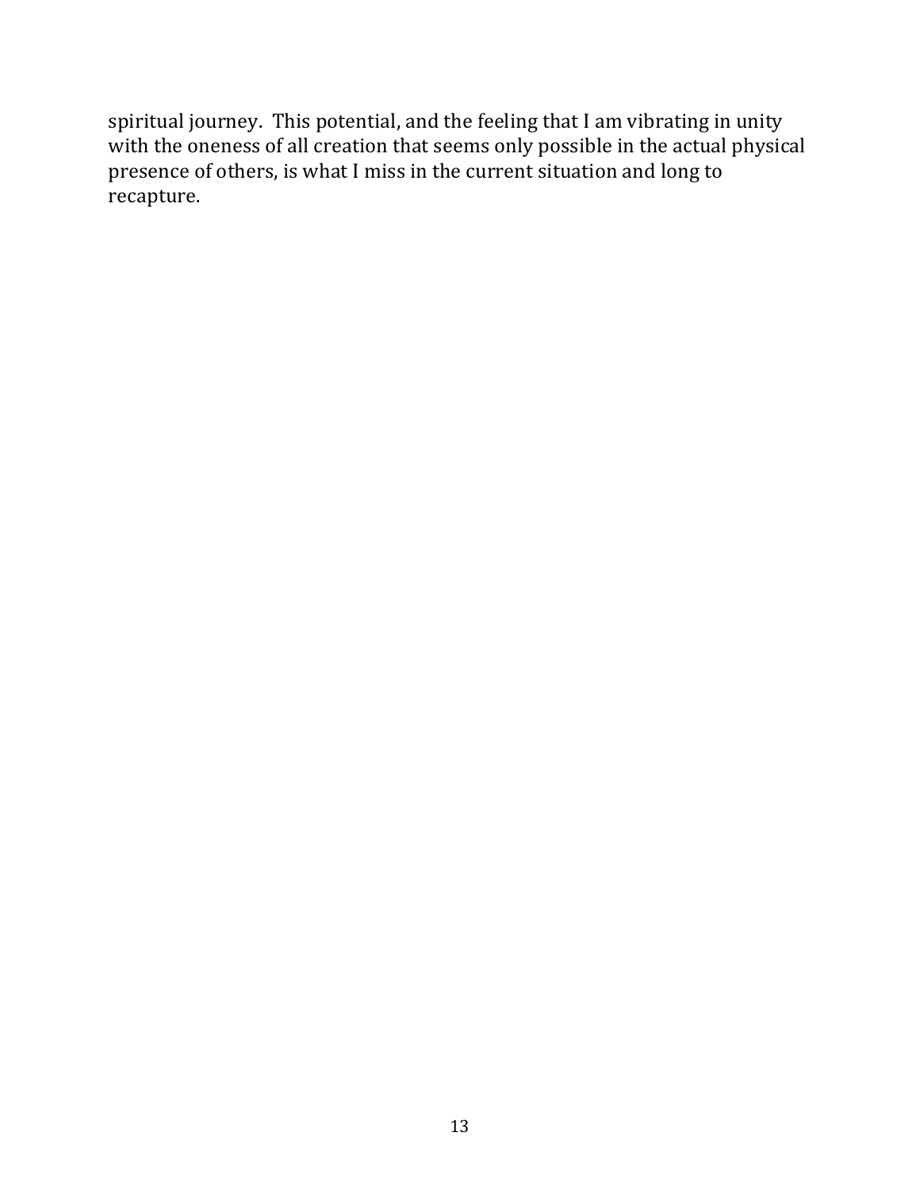spiritual journey. This potential, and the feeling that I am vibrating in unity with the oneness of all creation that seems only possible in the actual physical presence of others, is what I miss in the current situation and long to recapture.